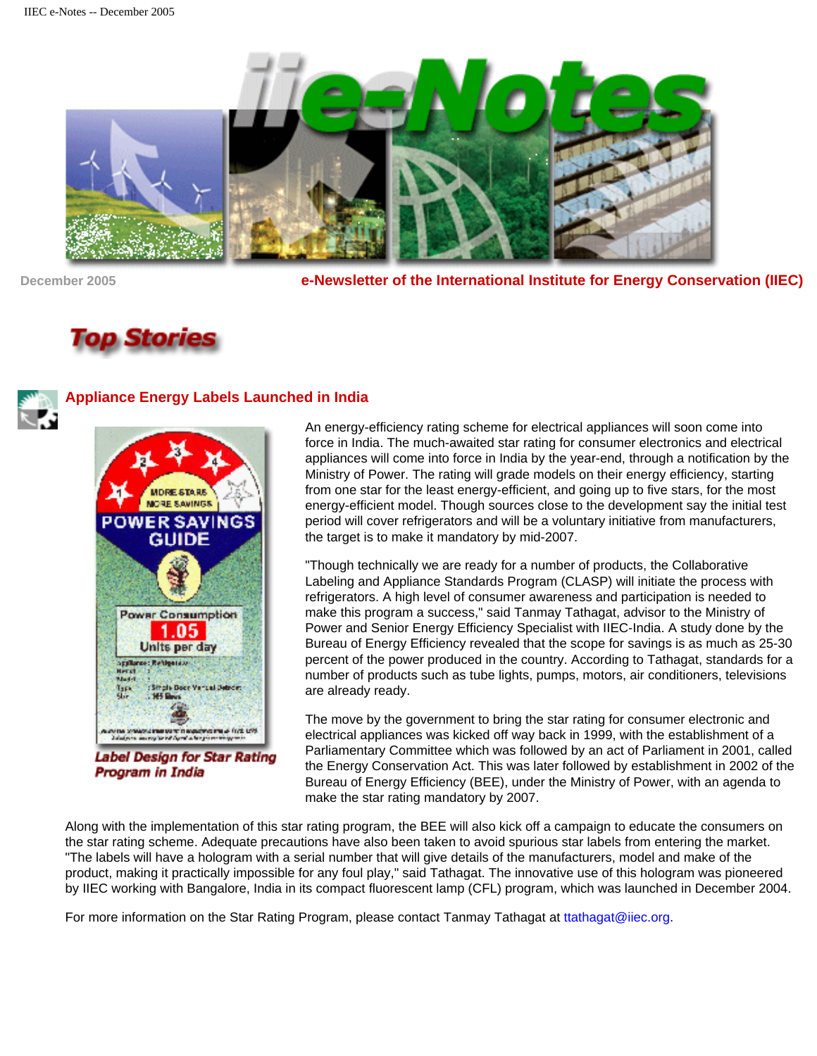December 2005

**e-Newsletter of the International Institute for Energy Conservation (IIEC)**

## Top Stories

### Appliance Energy Labels Launched in India

*Label Design for Star Rating Program in India*

An energy-efficiency rating scheme for electrical appliances will soon come into force in India. The much-awaited star rating for consumer electronics and electrical appliances will come into force in India by the year-end, through a notification by the Ministry of Power. The rating will grade models on their energy efficiency, starting from one star for the least energy-efficient, and going up to five stars, for the most energy-efficient model. Though sources close to the development say the initial test period will cover refrigerators and will be a voluntary initiative from manufacturers, the target is to make it mandatory by mid-2007.

"Though technically we are ready for a number of products, the Collaborative Labeling and Appliance Standards Program (CLASP) will initiate the process with refrigerators. A high level of consumer awareness and participation is needed to make this program a success," said Tanmay Tathagat, advisor to the Ministry of Power and Senior Energy Efficiency Specialist with IIEC-India. A study done by the Bureau of Energy Efficiency revealed that the scope for savings is as much as 25-30 percent of the power produced in the country. According to Tathagat, standards for a number of products such as tube lights, pumps, motors, air conditioners, televisions are already ready.

The move by the government to bring the star rating for consumer electronic and electrical appliances was kicked off way back in 1999, with the establishment of a Parliamentary Committee which was followed by an act of Parliament in 2001, called the Energy Conservation Act. This was later followed by establishment in 2002 of the Bureau of Energy Efficiency (BEE), under the Ministry of Power, with an agenda to make the star rating mandatory by 2007.

Along with the implementation of this star rating program, the BEE will also kick off a campaign to educate the consumers on the star rating scheme. Adequate precautions have also been taken to avoid spurious star labels from entering the market. "The labels will have a hologram with a serial number that will give details of the manufacturers, model and make of the product, making it practically impossible for any foul play," said Tathagat. The innovative use of this hologram was pioneered by IIEC working with Bangalore, India in its compact fluorescent lamp (CFL) program, which was launched in December 2004.

For more information on the Star Rating Program, please contact Tanmay Tathagat at ttathagat@iiec.org.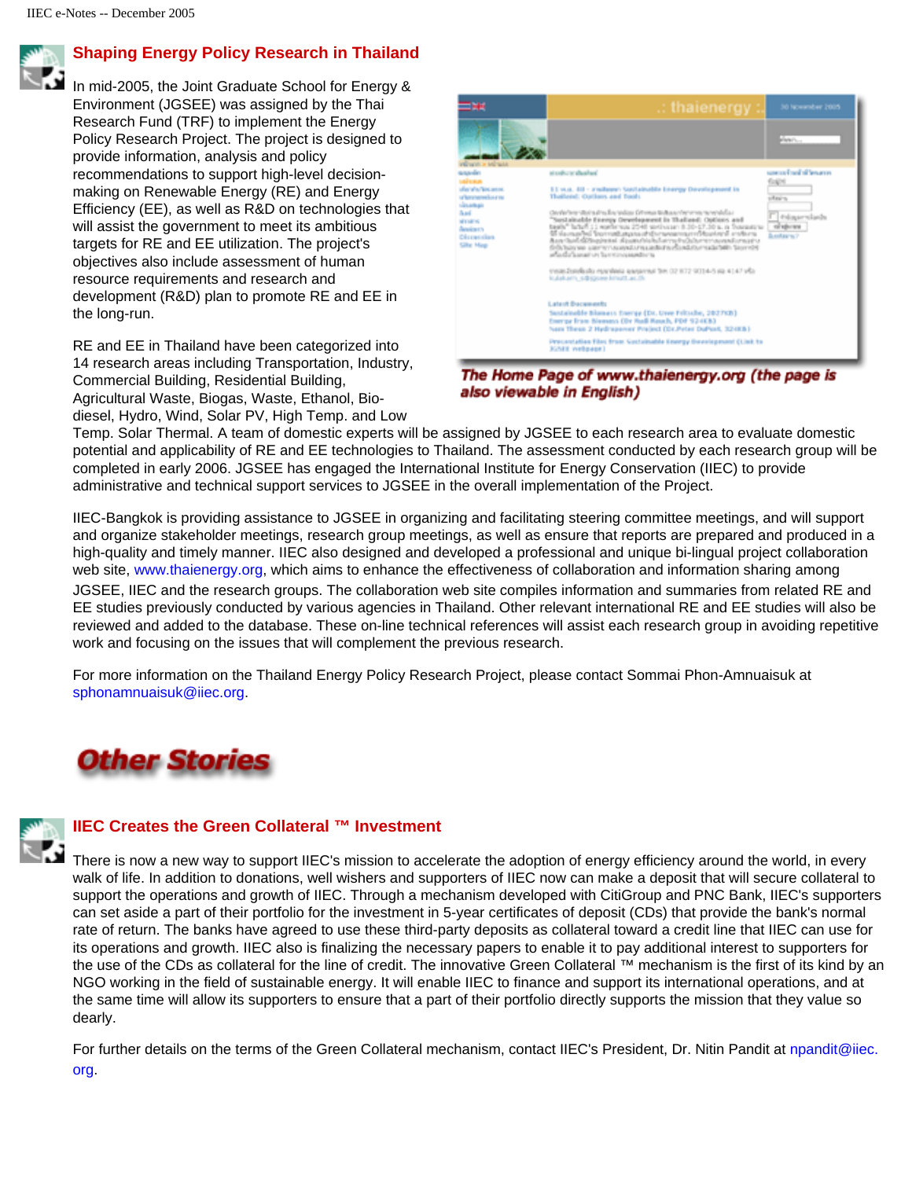## Shaping Energy Policy Research in Thailand

In mid-2005, the Joint Graduate School for Energy & Environment (JGSEE) was assigned by the Thai Research Fund (TRF) to implement the Energy Policy Research Project. The project is designed to provide information, analysis and policy recommendations to support high-level decision-making on Renewable Energy (RE) and Energy Efficiency (EE), as well as R&D on technologies that will assist the government to meet its ambitious targets for RE and EE utilization. The project's objectives also include assessment of human resource requirements and research and development (R&D) plan to promote RE and EE in the long-run.

*The Home Page of www.thaienergy.org (the page is also viewable in English)*

RE and EE in Thailand have been categorized into 14 research areas including Transportation, Industry, Commercial Building, Residential Building, Agricultural Waste, Biogas, Waste, Ethanol, Bio-diesel, Hydro, Wind, Solar PV, High Temp. and Low Temp. Solar Thermal. A team of domestic experts will be assigned by JGSEE to each research area to evaluate domestic potential and applicability of RE and EE technologies to Thailand. The assessment conducted by each research group will be completed in early 2006. JGSEE has engaged the International Institute for Energy Conservation (IIEC) to provide administrative and technical support services to JGSEE in the overall implementation of the Project.

IIEC-Bangkok is providing assistance to JGSEE in organizing and facilitating steering committee meetings, and will support and organize stakeholder meetings, research group meetings, as well as ensure that reports are prepared and produced in a high-quality and timely manner. IIEC also designed and developed a professional and unique bi-lingual project collaboration web site, www.thaienergy.org, which aims to enhance the effectiveness of collaboration and information sharing among JGSEE, IIEC and the research groups. The collaboration web site compiles information and summaries from related RE and EE studies previously conducted by various agencies in Thailand. Other relevant international RE and EE studies will also be reviewed and added to the database. These on-line technical references will assist each research group in avoiding repetitive work and focusing on the issues that will complement the previous research.

For more information on the Thailand Energy Policy Research Project, please contact Sommai Phon-Amnuaisuk at sphonamnuaisuk@iiec.org.

# Other Stories

## IIEC Creates the Green Collateral ™ Investment

There is now a new way to support IIEC's mission to accelerate the adoption of energy efficiency around the world, in every walk of life. In addition to donations, well wishers and supporters of IIEC now can make a deposit that will secure collateral to support the operations and growth of IIEC. Through a mechanism developed with CitiGroup and PNC Bank, IIEC's supporters can set aside a part of their portfolio for the investment in 5-year certificates of deposit (CDs) that provide the bank's normal rate of return. The banks have agreed to use these third-party deposits as collateral toward a credit line that IIEC can use for its operations and growth. IIEC also is finalizing the necessary papers to enable it to pay additional interest to supporters for the use of the CDs as collateral for the line of credit. The innovative Green Collateral ™ mechanism is the first of its kind by an NGO working in the field of sustainable energy. It will enable IIEC to finance and support its international operations, and at the same time will allow its supporters to ensure that a part of their portfolio directly supports the mission that they value so dearly.

For further details on the terms of the Green Collateral mechanism, contact IIEC's President, Dr. Nitin Pandit at npandit@iiec.org.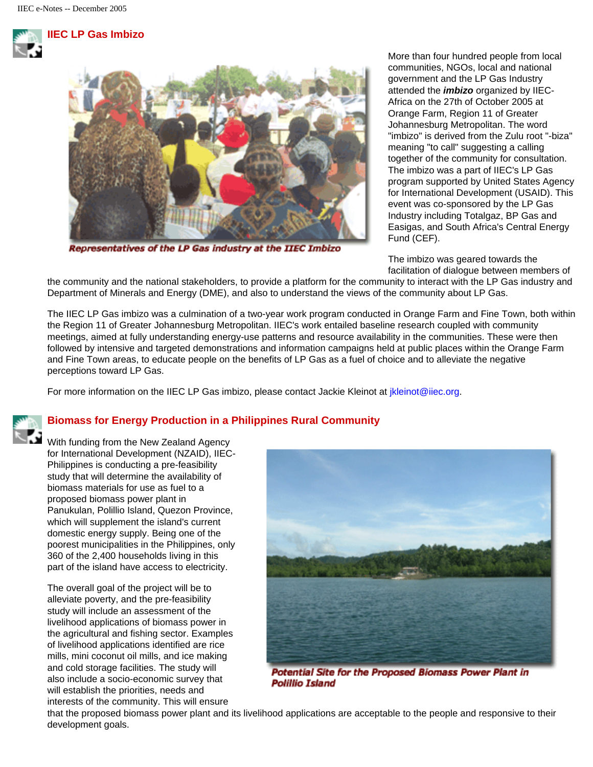## IIEC LP Gas Imbizo

Representatives of the LP Gas industry at the IIEC Imbizo

More than four hundred people from local communities, NGOs, local and national government and the LP Gas Industry attended the ***imbizo*** organized by IIEC-Africa on the 27th of October 2005 at Orange Farm, Region 11 of Greater Johannesburg Metropolitan. The word "imbizo" is derived from the Zulu root "-biza" meaning "to call" suggesting a calling together of the community for consultation. The imbizo was a part of IIEC's LP Gas program supported by United States Agency for International Development (USAID). This event was co-sponsored by the LP Gas Industry including Totalgaz, BP Gas and Easigas, and South Africa's Central Energy Fund (CEF).

The imbizo was geared towards the facilitation of dialogue between members of the community and the national stakeholders, to provide a platform for the community to interact with the LP Gas industry and Department of Minerals and Energy (DME), and also to understand the views of the community about LP Gas.

The IIEC LP Gas imbizo was a culmination of a two-year work program conducted in Orange Farm and Fine Town, both within the Region 11 of Greater Johannesburg Metropolitan. IIEC's work entailed baseline research coupled with community meetings, aimed at fully understanding energy-use patterns and resource availability in the communities. These were then followed by intensive and targeted demonstrations and information campaigns held at public places within the Orange Farm and Fine Town areas, to educate people on the benefits of LP Gas as a fuel of choice and to alleviate the negative perceptions toward LP Gas.

For more information on the IIEC LP Gas imbizo, please contact Jackie Kleinot at jkleinot@iiec.org.

## Biomass for Energy Production in a Philippines Rural Community

With funding from the New Zealand Agency for International Development (NZAID), IIEC-Philippines is conducting a pre-feasibility study that will determine the availability of biomass materials for use as fuel to a proposed biomass power plant in Panukulan, Polillio Island, Quezon Province, which will supplement the island's current domestic energy supply. Being one of the poorest municipalities in the Philippines, only 360 of the 2,400 households living in this part of the island have access to electricity.

The overall goal of the project will be to alleviate poverty, and the pre-feasibility study will include an assessment of the livelihood applications of biomass power in the agricultural and fishing sector. Examples of livelihood applications identified are rice mills, mini coconut oil mills, and ice making and cold storage facilities. The study will also include a socio-economic survey that will establish the priorities, needs and interests of the community. This will ensure that the proposed biomass power plant and its livelihood applications are acceptable to the people and responsive to their development goals.

Potential Site for the Proposed Biomass Power Plant in Polillio Island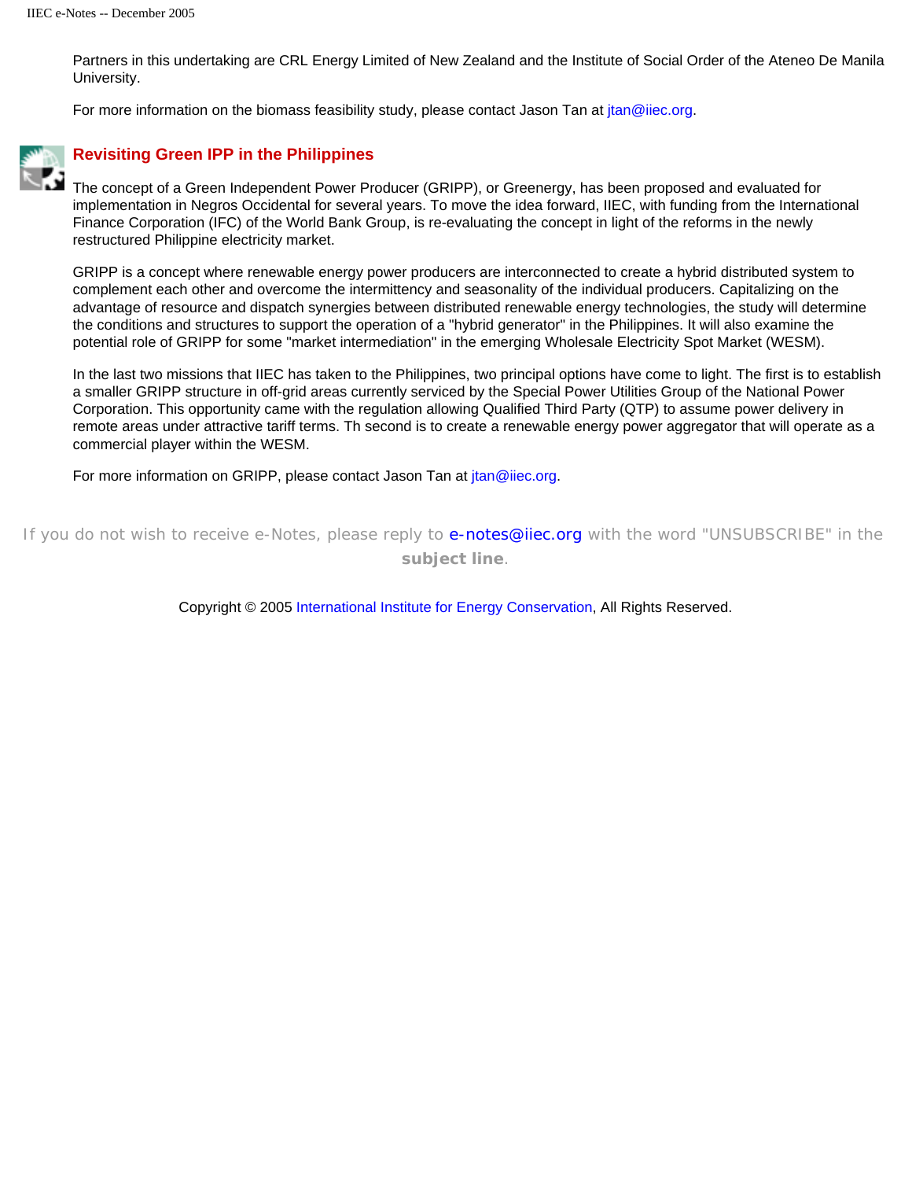Partners in this undertaking are CRL Energy Limited of New Zealand and the Institute of Social Order of the Ateneo De Manila University.

For more information on the biomass feasibility study, please contact Jason Tan at jtan@iiec.org.

## Revisiting Green IPP in the Philippines

The concept of a Green Independent Power Producer (GRIPP), or Greenergy, has been proposed and evaluated for implementation in Negros Occidental for several years. To move the idea forward, IIEC, with funding from the International Finance Corporation (IFC) of the World Bank Group, is re-evaluating the concept in light of the reforms in the newly restructured Philippine electricity market.

GRIPP is a concept where renewable energy power producers are interconnected to create a hybrid distributed system to complement each other and overcome the intermittency and seasonality of the individual producers. Capitalizing on the advantage of resource and dispatch synergies between distributed renewable energy technologies, the study will determine the conditions and structures to support the operation of a "hybrid generator" in the Philippines. It will also examine the potential role of GRIPP for some "market intermediation" in the emerging Wholesale Electricity Spot Market (WESM).

In the last two missions that IIEC has taken to the Philippines, two principal options have come to light. The first is to establish a smaller GRIPP structure in off-grid areas currently serviced by the Special Power Utilities Group of the National Power Corporation. This opportunity came with the regulation allowing Qualified Third Party (QTP) to assume power delivery in remote areas under attractive tariff terms. Th second is to create a renewable energy power aggregator that will operate as a commercial player within the WESM.

For more information on GRIPP, please contact Jason Tan at jtan@iiec.org.

If you do not wish to receive e-Notes, please reply to e-notes@iiec.org with the word "UNSUBSCRIBE" in the **subject line**.

Copyright © 2005 International Institute for Energy Conservation, All Rights Reserved.